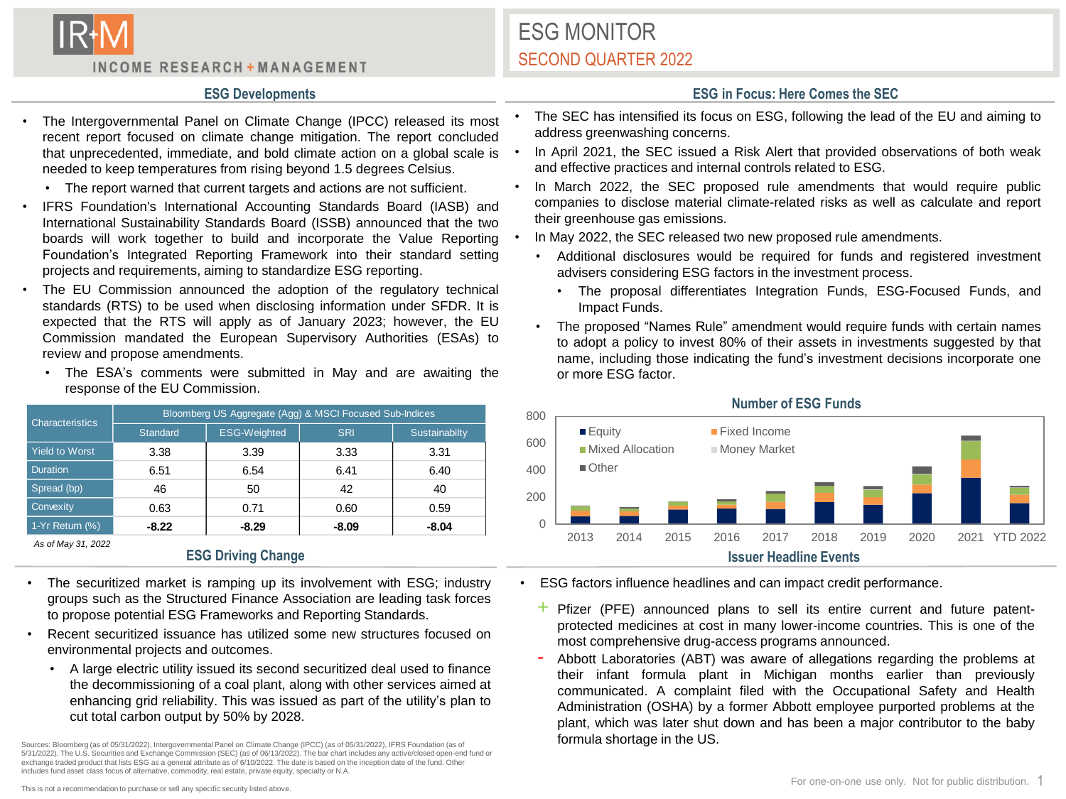# ESG MONITOR

## SECOND QUARTER 2022

INCOME RESEARCH + MANAGEMENT

### ESG Developments

- The Intergovernmental Panel on Climate Change (IPCC) released its most recent report focused on climate change mitigation. The report concluded that unprecedented, immediate, and bold climate action on a global scale is needed to keep temperatures from rising beyond 1.5 degrees Celsius.
  - The report warned that current targets and actions are not sufficient.
- IFRS Foundation's International Accounting Standards Board (IASB) and International Sustainability Standards Board (ISSB) announced that the two boards will work together to build and incorporate the Value Reporting Foundation's Integrated Reporting Framework into their standard setting projects and requirements, aiming to standardize ESG reporting.
- The EU Commission announced the adoption of the regulatory technical standards (RTS) to be used when disclosing information under SFDR. It is expected that the RTS will apply as of January 2023; however, the EU Commission mandated the European Supervisory Authorities (ESAs) to review and propose amendments.
  - The ESA's comments were submitted in May and are awaiting the response of the EU Commission.

| Characteristics | Bloomberg US Aggregate (Agg) & MSCI Focused Sub-Indices | | | |
|---|---|---|---|---|
| | Standard | ESG-Weighted | SRI | Sustainabilty |
| Yield to Worst | 3.38 | 3.39 | 3.33 | 3.31 |
| Duration | 6.51 | 6.54 | 6.41 | 6.40 |
| Spread (bp) | 46 | 50 | 42 | 40 |
| Convexity | 0.63 | 0.71 | 0.60 | 0.59 |
| 1-Yr Return (%) | **-8.22** | **-8.29** | **-8.09** | **-8.04** |

*As of May 31, 2022*

### ESG Driving Change

- The securitized market is ramping up its involvement with ESG; industry groups such as the Structured Finance Association are leading task forces to propose potential ESG Frameworks and Reporting Standards.
- Recent securitized issuance has utilized some new structures focused on environmental projects and outcomes.
  - A large electric utility issued its second securitized deal used to finance the decommissioning of a coal plant, along with other services aimed at enhancing grid reliability. This was issued as part of the utility's plan to cut total carbon output by 50% by 2028.

### ESG in Focus: Here Comes the SEC

- The SEC has intensified its focus on ESG, following the lead of the EU and aiming to address greenwashing concerns.
- In April 2021, the SEC issued a Risk Alert that provided observations of both weak and effective practices and internal controls related to ESG.
- In March 2022, the SEC proposed rule amendments that would require public companies to disclose material climate-related risks as well as calculate and report their greenhouse gas emissions.
- In May 2022, the SEC released two new proposed rule amendments.
  - Additional disclosures would be required for funds and registered investment advisers considering ESG factors in the investment process.
    - The proposal differentiates Integration Funds, ESG-Focused Funds, and Impact Funds.
  - The proposed "Names Rule" amendment would require funds with certain names to adopt a policy to invest 80% of their assets in investments suggested by that name, including those indicating the fund's investment decisions incorporate one or more ESG factor.

**Number of ESG Funds**

Legend: Equity, Fixed Income, Mixed Allocation, Money Market, Other

Y-axis: 0, 200, 400, 600, 800

X-axis: 2013, 2014, 2015, 2016, 2017, 2018, 2019, 2020, 2021, YTD 2022

### Issuer Headline Events

- ESG factors influence headlines and can impact credit performance.
  - \+ Pfizer (PFE) announced plans to sell its entire current and future patent-protected medicines at cost in many lower-income countries. This is one of the most comprehensive drug-access programs announced.
  - \- Abbott Laboratories (ABT) was aware of allegations regarding the problems at their infant formula plant in Michigan months earlier than previously communicated. A complaint filed with the Occupational Safety and Health Administration (OSHA) by a former Abbott employee purported problems at the plant, which was later shut down and has been a major contributor to the baby formula shortage in the US.

Sources: Bloomberg (as of 05/31/2022), Intergovernmental Panel on Climate Change (IPCC) (as of 05/31/2022), IFRS Foundation (as of 5/31/2022), The U.S. Securities and Exchange Commission (SEC) (as of 06/13/2022). The bar chart includes any active/closed open-end fund or exchange traded product that lists ESG as a general attribute as of 6/10/2022. The date is based on the inception date of the fund. Other includes fund asset class focus of alternative, commodity, real estate, private equity, specialty or N.A.

This is not a recommendation to purchase or sell any specific security listed above.

For one-on-one use only. Not for public distribution.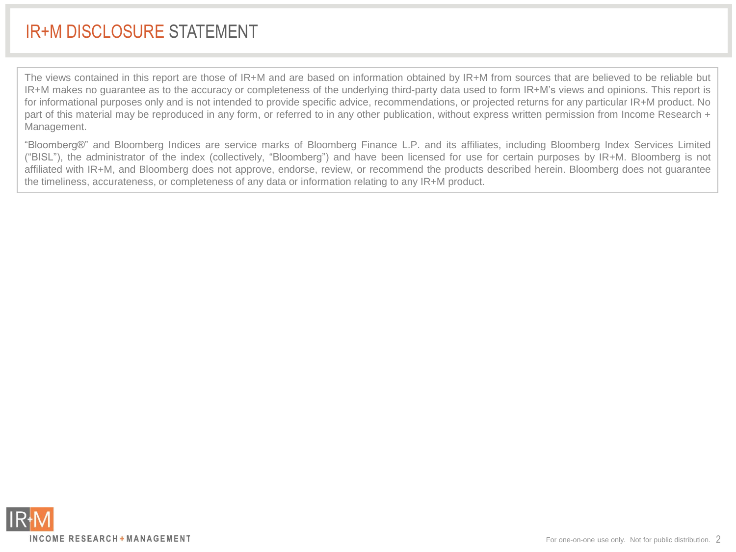# IR+M DISCLOSURE STATEMENT

The views contained in this report are those of IR+M and are based on information obtained by IR+M from sources that are believed to be reliable but IR+M makes no guarantee as to the accuracy or completeness of the underlying third-party data used to form IR+M's views and opinions. This report is for informational purposes only and is not intended to provide specific advice, recommendations, or projected returns for any particular IR+M product. No part of this material may be reproduced in any form, or referred to in any other publication, without express written permission from Income Research + Management.

"Bloomberg®" and Bloomberg Indices are service marks of Bloomberg Finance L.P. and its affiliates, including Bloomberg Index Services Limited ("BISL"), the administrator of the index (collectively, "Bloomberg") and have been licensed for use for certain purposes by IR+M. Bloomberg is not affiliated with IR+M, and Bloomberg does not approve, endorse, review, or recommend the products described herein. Bloomberg does not guarantee the timeliness, accurateness, or completeness of any data or information relating to any IR+M product.

INCOME RESEARCH + MANAGEMENT

For one-on-one use only. Not for public distribution.